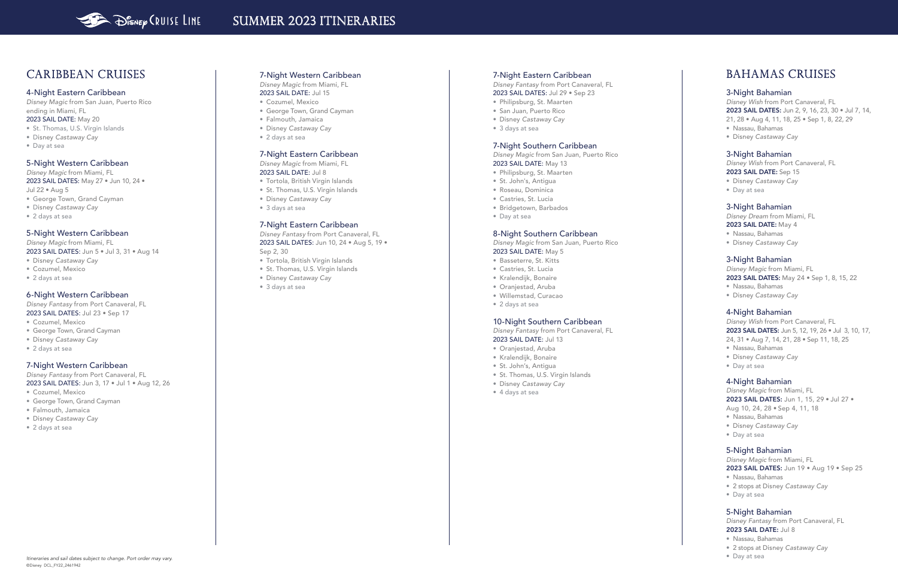# SUMMER 2023 ITINERARIES

## CARIBBEAN CRUISES

### 4-Night Eastern Caribbean
*Disney Magic* from San Juan, Puerto Rico ending in Miami, FL
2023 SAIL DATE: May 20
- St. Thomas, U.S. Virgin Islands
- Disney *Castaway Cay*
- Day at sea

### 5-Night Western Caribbean
*Disney Magic* from Miami, FL
2023 SAIL DATES: May 27 • Jun 10, 24 • Jul 22 • Aug 5
- George Town, Grand Cayman
- Disney *Castaway Cay*
- 2 days at sea

### 5-Night Western Caribbean
*Disney Magic* from Miami, FL
2023 SAIL DATES: Jun 5 • Jul 3, 31 • Aug 14
- Disney *Castaway Cay*
- Cozumel, Mexico
- 2 days at sea

### 6-Night Western Caribbean
*Disney Fantasy* from Port Canaveral, FL
2023 SAIL DATES: Jul 23 • Sep 17
- Cozumel, Mexico
- George Town, Grand Cayman
- Disney *Castaway Cay*
- 2 days at sea

### 7-Night Western Caribbean
*Disney Fantasy* from Port Canaveral, FL
2023 SAIL DATES: Jun 3, 17 • Jul 1 • Aug 12, 26
- Cozumel, Mexico
- George Town, Grand Cayman
- Falmouth, Jamaica
- Disney *Castaway Cay*
- 2 days at sea

### 7-Night Western Caribbean
*Disney Magic* from Miami, FL
2023 SAIL DATE: Jul 15
- Cozumel, Mexico
- George Town, Grand Cayman
- Falmouth, Jamaica
- Disney *Castaway Cay*
- 2 days at sea

### 7-Night Eastern Caribbean
*Disney Magic* from Miami, FL
2023 SAIL DATE: Jul 8
- Tortola, British Virgin Islands
- St. Thomas, U.S. Virgin Islands
- Disney *Castaway Cay*
- 3 days at sea

### 7-Night Eastern Caribbean
*Disney Fantasy* from Port Canaveral, FL
2023 SAIL DATES: Jun 10, 24 • Aug 5, 19 • Sep 2, 30
- Tortola, British Virgin Islands
- St. Thomas, U.S. Virgin Islands
- Disney *Castaway Cay*
- 3 days at sea

### 7-Night Eastern Caribbean
*Disney Fantasy* from Port Canaveral, FL
2023 SAIL DATES: Jul 29 • Sep 23
- Philipsburg, St. Maarten
- San Juan, Puerto Rico
- Disney *Castaway Cay*
- 3 days at sea

### 7-Night Southern Caribbean
*Disney Magic* from San Juan, Puerto Rico
2023 SAIL DATE: May 13
- Philipsburg, St. Maarten
- St. John's, Antigua
- Roseau, Dominica
- Castries, St. Lucia
- Bridgetown, Barbados
- Day at sea

### 8-Night Southern Caribbean
*Disney Magic* from San Juan, Puerto Rico
2023 SAIL DATE: May 5
- Basseterre, St. Kitts
- Castries, St. Lucia
- Kralendijk, Bonaire
- Oranjestad, Aruba
- Willemstad, Curacao
- 2 days at sea

### 10-Night Southern Caribbean
*Disney Fantasy* from Port Canaveral, FL
2023 SAIL DATE: Jul 13
- Oranjestad, Aruba
- Kralendijk, Bonaire
- St. John's, Antigua
- St. Thomas, U.S. Virgin Islands
- Disney *Castaway Cay*
- 4 days at sea

## BAHAMAS CRUISES

### 3-Night Bahamian
*Disney Wish* from Port Canaveral, FL
**2023 SAIL DATES:** Jun 2, 9, 16, 23, 30 • Jul 7, 14, 21, 28 • Aug 4, 11, 18, 25 • Sep 1, 8, 22, 29
- Nassau, Bahamas
- Disney *Castaway Cay*

### 3-Night Bahamian
*Disney Wish* from Port Canaveral, FL
**2023 SAIL DATE:** Sep 15
- Disney *Castaway Cay*
- Day at sea

### 3-Night Bahamian
*Disney Dream* from Miami, FL
**2023 SAIL DATE:** May 4
- Nassau, Bahamas
- Disney *Castaway Cay*

### 3-Night Bahamian
*Disney Magic* from Miami, FL
**2023 SAIL DATES:** May 24 • Sep 1, 8, 15, 22
- Nassau, Bahamas
- Disney *Castaway Cay*

### 4-Night Bahamian
*Disney Wish* from Port Canaveral, FL
**2023 SAIL DATES:** Jun 5, 12, 19, 26 • Jul 3, 10, 17, 24, 31 • Aug 7, 14, 21, 28 • Sep 11, 18, 25
- Nassau, Bahamas
- Disney *Castaway Cay*
- Day at sea

### 4-Night Bahamian
*Disney Magic* from Miami, FL
**2023 SAIL DATES:** Jun 1, 15, 29 • Jul 27 • Aug 10, 24, 28 • Sep 4, 11, 18
- Nassau, Bahamas
- Disney *Castaway Cay*
- Day at sea

### 5-Night Bahamian
*Disney Magic* from Miami, FL
**2023 SAIL DATES:** Jun 19 • Aug 19 • Sep 25
- Nassau, Bahamas
- 2 stops at Disney *Castaway Cay*
- Day at sea

### 5-Night Bahamian
*Disney Fantasy* from Port Canaveral, FL
**2023 SAIL DATE:** Jul 8
- Nassau, Bahamas
- 2 stops at Disney *Castaway Cay*
- Day at sea

*Itineraries and sail dates subject to change. Port order may vary.*
©Disney DCL_FY22_2461942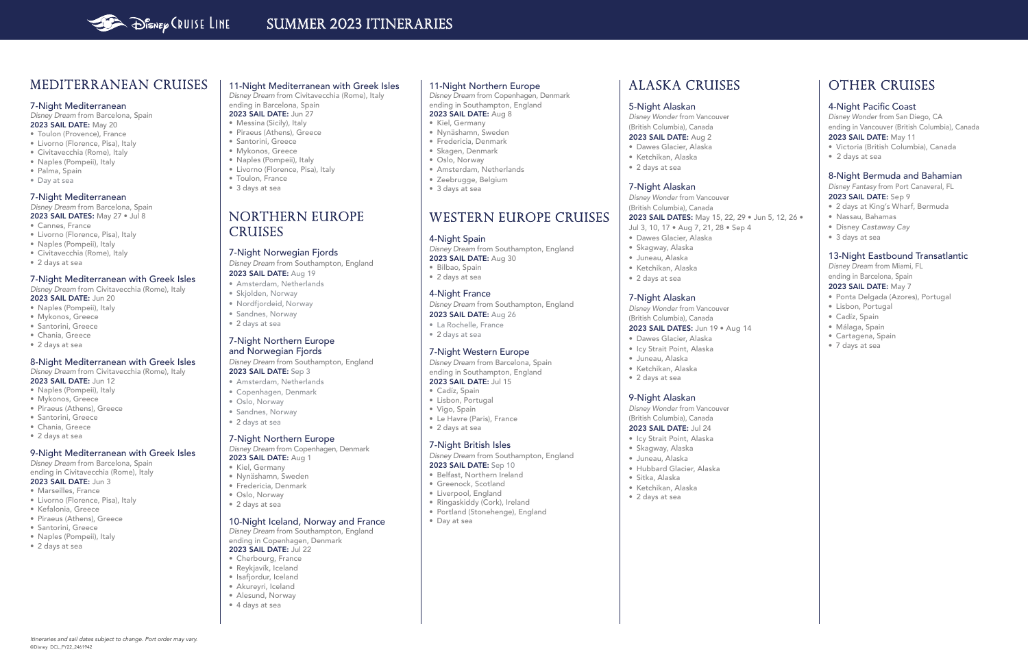# SUMMER 2023 ITINERARIES

## MEDITERRANEAN CRUISES

### 7-Night Mediterranean
*Disney Dream* from Barcelona, Spain
**2023 SAIL DATE:** May 20
- Toulon (Provence), France
- Livorno (Florence, Pisa), Italy
- Civitavecchia (Rome), Italy
- Naples (Pompeii), Italy
- Palma, Spain
- Day at sea

### 7-Night Mediterranean
*Disney Dream* from Barcelona, Spain
**2023 SAIL DATES:** May 27 • Jul 8
- Cannes, France
- Livorno (Florence, Pisa), Italy
- Naples (Pompeii), Italy
- Civitavecchia (Rome), Italy
- 2 days at sea

### 7-Night Mediterranean with Greek Isles
*Disney Dream* from Civitavecchia (Rome), Italy
**2023 SAIL DATE:** Jun 20
- Naples (Pompeii), Italy
- Mykonos, Greece
- Santorini, Greece
- Chania, Greece
- 2 days at sea

### 8-Night Mediterranean with Greek Isles
*Disney Dream* from Civitavecchia (Rome), Italy
**2023 SAIL DATE:** Jun 12
- Naples (Pompeii), Italy
- Mykonos, Greece
- Piraeus (Athens), Greece
- Santorini, Greece
- Chania, Greece
- 2 days at sea

### 9-Night Mediterranean with Greek Isles
*Disney Dream* from Barcelona, Spain
ending in Civitavecchia (Rome), Italy
**2023 SAIL DATE:** Jun 3
- Marseilles, France
- Livorno (Florence, Pisa), Italy
- Kefalonia, Greece
- Piraeus (Athens), Greece
- Santorini, Greece
- Naples (Pompeii), Italy
- 2 days at sea

### 11-Night Mediterranean with Greek Isles
*Disney Dream* from Civitavecchia (Rome), Italy
ending in Barcelona, Spain
**2023 SAIL DATE:** Jun 27
- Messina (Sicily), Italy
- Piraeus (Athens), Greece
- Santorini, Greece
- Mykonos, Greece
- Naples (Pompeii), Italy
- Livorno (Florence, Pisa), Italy
- Toulon, France
- 3 days at sea

## NORTHERN EUROPE CRUISES

### 7-Night Norwegian Fjords
*Disney Dream* from Southampton, England
**2023 SAIL DATE:** Aug 19
- Amsterdam, Netherlands
- Skjolden, Norway
- Nordfjordeid, Norway
- Sandnes, Norway
- 2 days at sea

### 7-Night Northern Europe and Norwegian Fjords
*Disney Dream* from Southampton, England
**2023 SAIL DATE:** Sep 3
- Amsterdam, Netherlands
- Copenhagen, Denmark
- Oslo, Norway
- Sandnes, Norway
- 2 days at sea

### 7-Night Northern Europe
*Disney Dream* from Copenhagen, Denmark
**2023 SAIL DATE:** Aug 1
- Kiel, Germany
- Nynäshamn, Sweden
- Fredericia, Denmark
- Oslo, Norway
- 2 days at sea

### 10-Night Iceland, Norway and France
*Disney Dream* from Southampton, England
ending in Copenhagen, Denmark
**2023 SAIL DATE:** Jul 22
- Cherbourg, France
- Reykjavík, Iceland
- Isafjordur, Iceland
- Akureyri, Iceland
- Alesund, Norway
- 4 days at sea

### 11-Night Northern Europe
*Disney Dream* from Copenhagen, Denmark
ending in Southampton, England
**2023 SAIL DATE:** Aug 8
- Kiel, Germany
- Nynäshamn, Sweden
- Fredericia, Denmark
- Skagen, Denmark
- Oslo, Norway
- Amsterdam, Netherlands
- Zeebrugge, Belgium
- 3 days at sea

## WESTERN EUROPE CRUISES

### 4-Night Spain
*Disney Dream* from Southampton, England
**2023 SAIL DATE:** Aug 30
- Bilbao, Spain
- 2 days at sea

### 4-Night France
*Disney Dream* from Southampton, England
**2023 SAIL DATE:** Aug 26
- La Rochelle, France
- 2 days at sea

### 7-Night Western Europe
*Disney Dream* from Barcelona, Spain
ending in Southampton, England
**2023 SAIL DATE:** Jul 15
- Cadiz, Spain
- Lisbon, Portugal
- Vigo, Spain
- Le Havre (Paris), France
- 2 days at sea

### 7-Night British Isles
*Disney Dream* from Southampton, England
**2023 SAIL DATE:** Sep 10
- Belfast, Northern Ireland
- Greenock, Scotland
- Liverpool, England
- Ringaskiddy (Cork), Ireland
- Portland (Stonehenge), England
- Day at sea

## ALASKA CRUISES

### 5-Night Alaskan
*Disney Wonder* from Vancouver (British Columbia), Canada
**2023 SAIL DATE:** Aug 2
- Dawes Glacier, Alaska
- Ketchikan, Alaska
- 2 days at sea

### 7-Night Alaskan
*Disney Wonder* from Vancouver (British Columbia), Canada
**2023 SAIL DATES:** May 15, 22, 29 • Jun 5, 12, 26 • Jul 3, 10, 17 • Aug 7, 21, 28 • Sep 4
- Dawes Glacier, Alaska
- Skagway, Alaska
- Juneau, Alaska
- Ketchikan, Alaska
- 2 days at sea

### 7-Night Alaskan
*Disney Wonder* from Vancouver (British Columbia), Canada
**2023 SAIL DATES:** Jun 19 • Aug 14
- Dawes Glacier, Alaska
- Icy Strait Point, Alaska
- Juneau, Alaska
- Ketchikan, Alaska
- 2 days at sea

### 9-Night Alaskan
*Disney Wonder* from Vancouver (British Columbia), Canada
**2023 SAIL DATE:** Jul 24
- Icy Strait Point, Alaska
- Skagway, Alaska
- Juneau, Alaska
- Hubbard Glacier, Alaska
- Sitka, Alaska
- Ketchikan, Alaska
- 2 days at sea

## OTHER CRUISES

### 4-Night Pacific Coast
*Disney Wonder* from San Diego, CA
ending in Vancouver (British Columbia), Canada
**2023 SAIL DATE:** May 11
- Victoria (British Columbia), Canada
- 2 days at sea

### 8-Night Bermuda and Bahamian
*Disney Fantasy* from Port Canaveral, FL
**2023 SAIL DATE:** Sep 9
- 2 days at King's Wharf, Bermuda
- Nassau, Bahamas
- Disney *Castaway Cay*
- 3 days at sea

### 13-Night Eastbound Transatlantic
*Disney Dream* from Miami, FL
ending in Barcelona, Spain
**2023 SAIL DATE:** May 7
- Ponta Delgada (Azores), Portugal
- Lisbon, Portugal
- Cadiz, Spain
- Málaga, Spain
- Cartagena, Spain
- 7 days at sea

*Itineraries and sail dates subject to change. Port order may vary.*
©Disney DCL_FY22_2461942